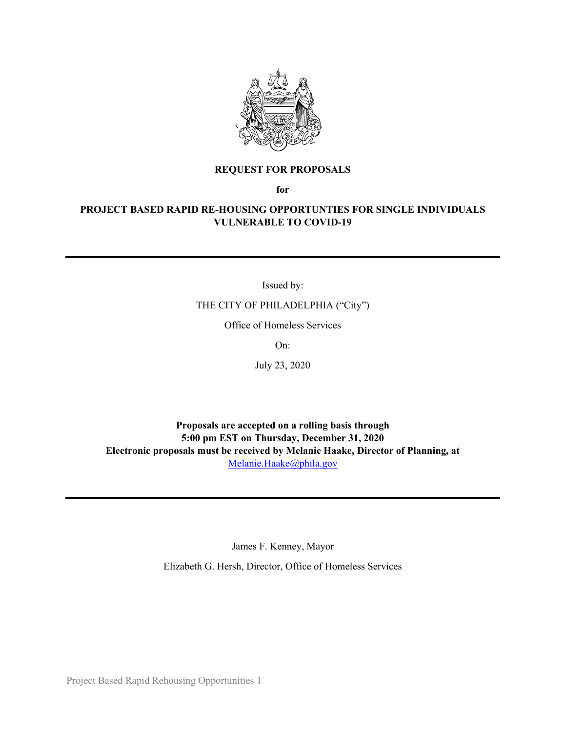# REQUEST FOR PROPOSALS

**for**

## PROJECT BASED RAPID RE-HOUSING OPPORTUNTIES FOR SINGLE INDIVIDUALS VULNERABLE TO COVID-19

---

Issued by:

THE CITY OF PHILADELPHIA ("City")

Office of Homeless Services

On:

July 23, 2020

**Proposals are accepted on a rolling basis through 5:00 pm EST on Thursday, December 31, 2020**
**Electronic proposals must be received by Melanie Haake, Director of Planning, at** Melanie.Haake@phila.gov

---

James F. Kenney, Mayor

Elizabeth G. Hersh, Director, Office of Homeless Services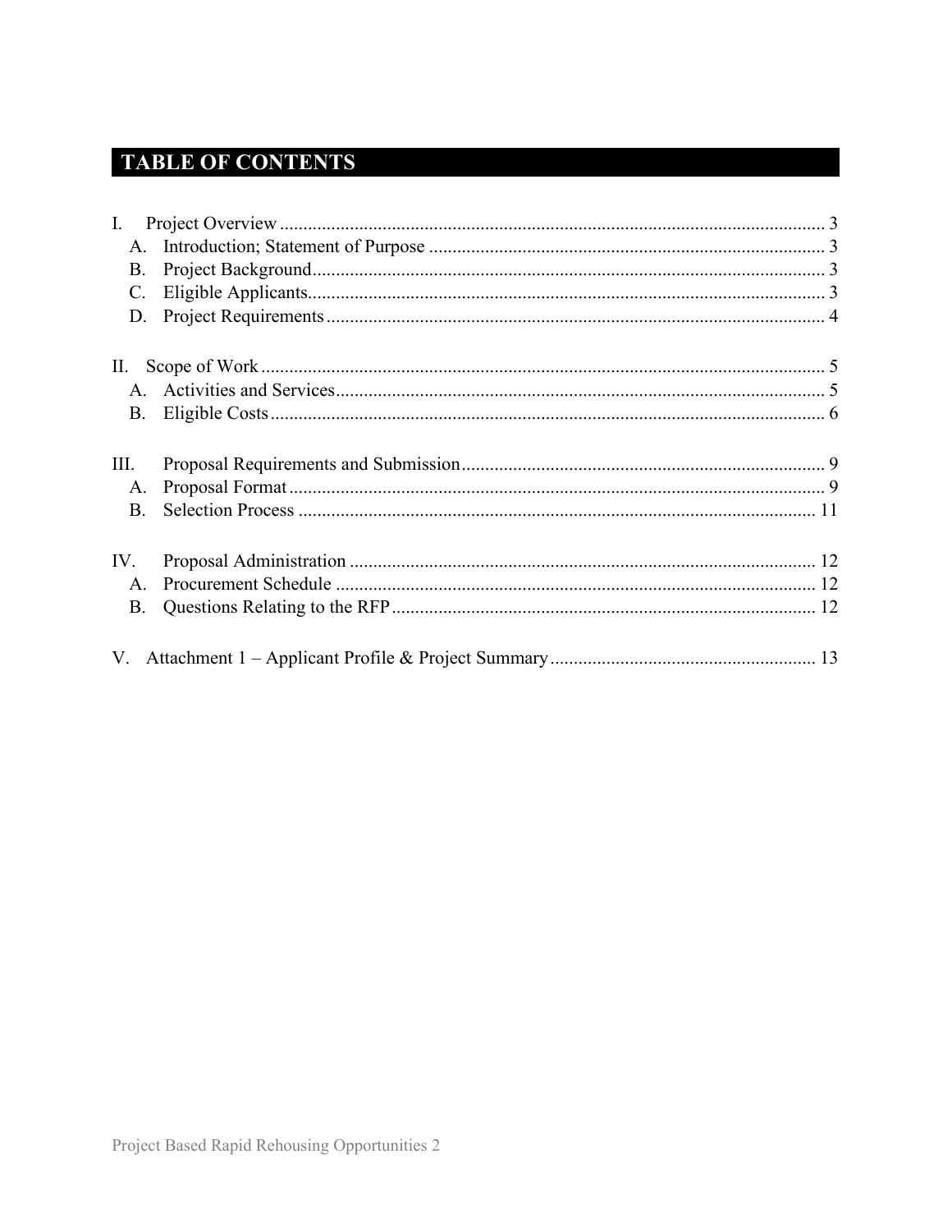# TABLE OF CONTENTS

I. Project Overview ..... 3
  A. Introduction; Statement of Purpose ..... 3
  B. Project Background ..... 3
  C. Eligible Applicants ..... 3
  D. Project Requirements ..... 4

II. Scope of Work ..... 5
  A. Activities and Services ..... 5
  B. Eligible Costs ..... 6

III. Proposal Requirements and Submission ..... 9
  A. Proposal Format ..... 9
  B. Selection Process ..... 11

IV. Proposal Administration ..... 12
  A. Procurement Schedule ..... 12
  B. Questions Relating to the RFP ..... 12

V. Attachment 1 – Applicant Profile & Project Summary ..... 13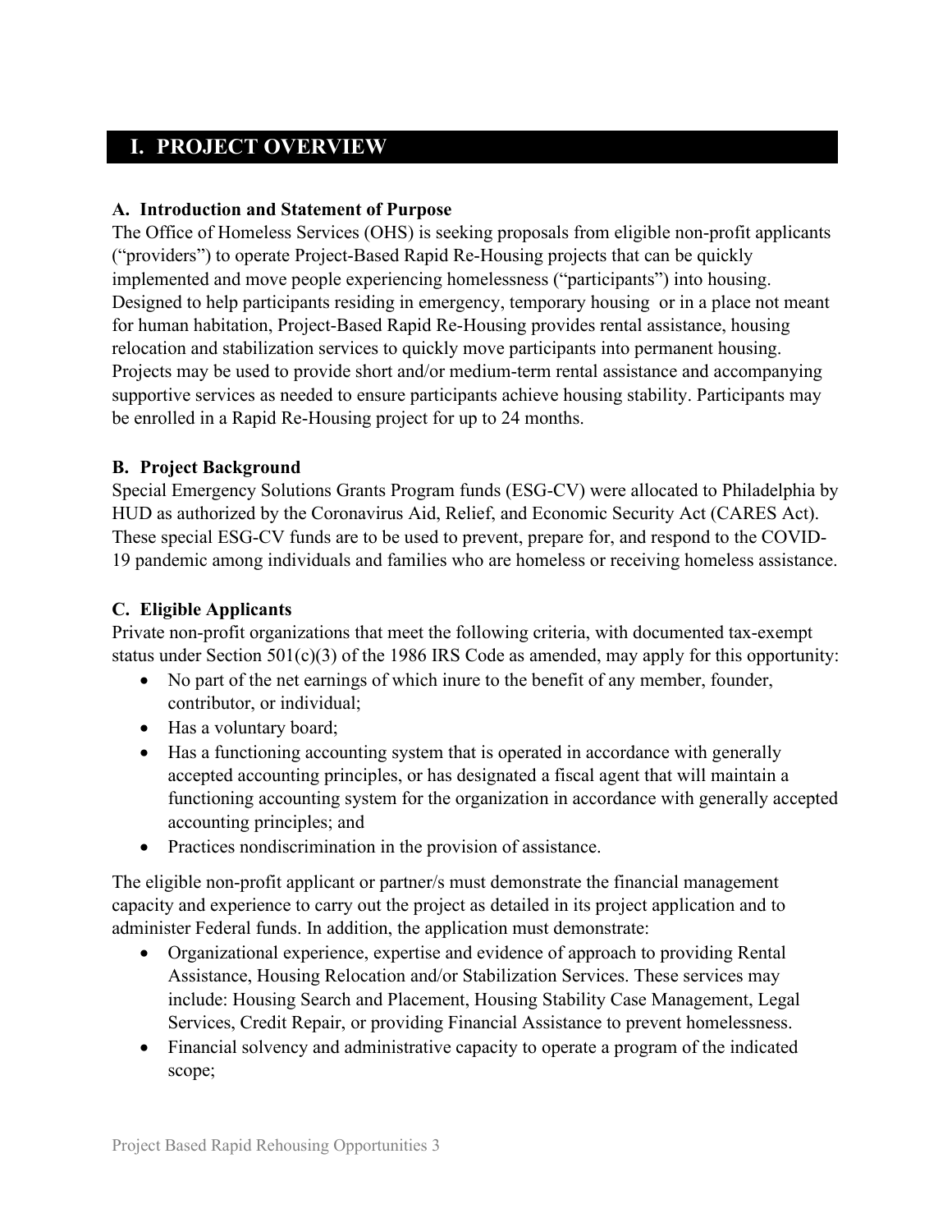# I. PROJECT OVERVIEW

### A. Introduction and Statement of Purpose

The Office of Homeless Services (OHS) is seeking proposals from eligible non-profit applicants ("providers") to operate Project-Based Rapid Re-Housing projects that can be quickly implemented and move people experiencing homelessness ("participants") into housing. Designed to help participants residing in emergency, temporary housing or in a place not meant for human habitation, Project-Based Rapid Re-Housing provides rental assistance, housing relocation and stabilization services to quickly move participants into permanent housing. Projects may be used to provide short and/or medium-term rental assistance and accompanying supportive services as needed to ensure participants achieve housing stability. Participants may be enrolled in a Rapid Re-Housing project for up to 24 months.

### B. Project Background

Special Emergency Solutions Grants Program funds (ESG-CV) were allocated to Philadelphia by HUD as authorized by the Coronavirus Aid, Relief, and Economic Security Act (CARES Act). These special ESG-CV funds are to be used to prevent, prepare for, and respond to the COVID-19 pandemic among individuals and families who are homeless or receiving homeless assistance.

### C. Eligible Applicants

Private non-profit organizations that meet the following criteria, with documented tax-exempt status under Section 501(c)(3) of the 1986 IRS Code as amended, may apply for this opportunity:

- No part of the net earnings of which inure to the benefit of any member, founder, contributor, or individual;
- Has a voluntary board;
- Has a functioning accounting system that is operated in accordance with generally accepted accounting principles, or has designated a fiscal agent that will maintain a functioning accounting system for the organization in accordance with generally accepted accounting principles; and
- Practices nondiscrimination in the provision of assistance.

The eligible non-profit applicant or partner/s must demonstrate the financial management capacity and experience to carry out the project as detailed in its project application and to administer Federal funds. In addition, the application must demonstrate:

- Organizational experience, expertise and evidence of approach to providing Rental Assistance, Housing Relocation and/or Stabilization Services. These services may include: Housing Search and Placement, Housing Stability Case Management, Legal Services, Credit Repair, or providing Financial Assistance to prevent homelessness.
- Financial solvency and administrative capacity to operate a program of the indicated scope;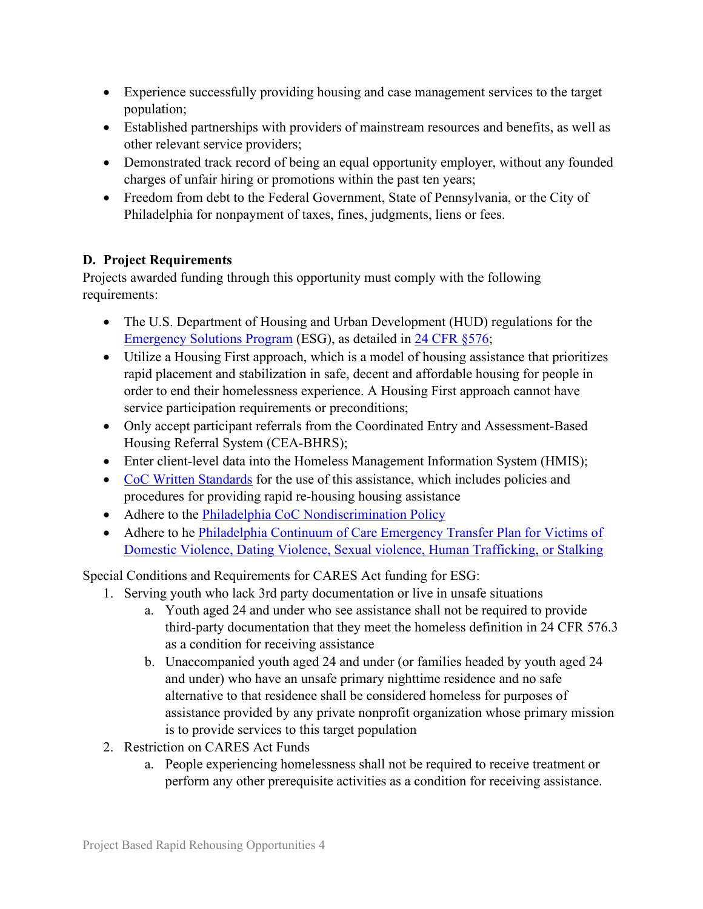- Experience successfully providing housing and case management services to the target population;
- Established partnerships with providers of mainstream resources and benefits, as well as other relevant service providers;
- Demonstrated track record of being an equal opportunity employer, without any founded charges of unfair hiring or promotions within the past ten years;
- Freedom from debt to the Federal Government, State of Pennsylvania, or the City of Philadelphia for nonpayment of taxes, fines, judgments, liens or fees.

### D. Project Requirements

Projects awarded funding through this opportunity must comply with the following requirements:

- The U.S. Department of Housing and Urban Development (HUD) regulations for the Emergency Solutions Program (ESG), as detailed in 24 CFR §576;
- Utilize a Housing First approach, which is a model of housing assistance that prioritizes rapid placement and stabilization in safe, decent and affordable housing for people in order to end their homelessness experience. A Housing First approach cannot have service participation requirements or preconditions;
- Only accept participant referrals from the Coordinated Entry and Assessment-Based Housing Referral System (CEA-BHRS);
- Enter client-level data into the Homeless Management Information System (HMIS);
- CoC Written Standards for the use of this assistance, which includes policies and procedures for providing rapid re-housing housing assistance
- Adhere to the Philadelphia CoC Nondiscrimination Policy
- Adhere to he Philadelphia Continuum of Care Emergency Transfer Plan for Victims of Domestic Violence, Dating Violence, Sexual violence, Human Trafficking, or Stalking

Special Conditions and Requirements for CARES Act funding for ESG:

1. Serving youth who lack 3rd party documentation or live in unsafe situations
   a. Youth aged 24 and under who see assistance shall not be required to provide third-party documentation that they meet the homeless definition in 24 CFR 576.3 as a condition for receiving assistance
   b. Unaccompanied youth aged 24 and under (or families headed by youth aged 24 and under) who have an unsafe primary nighttime residence and no safe alternative to that residence shall be considered homeless for purposes of assistance provided by any private nonprofit organization whose primary mission is to provide services to this target population
2. Restriction on CARES Act Funds
   a. People experiencing homelessness shall not be required to receive treatment or perform any other prerequisite activities as a condition for receiving assistance.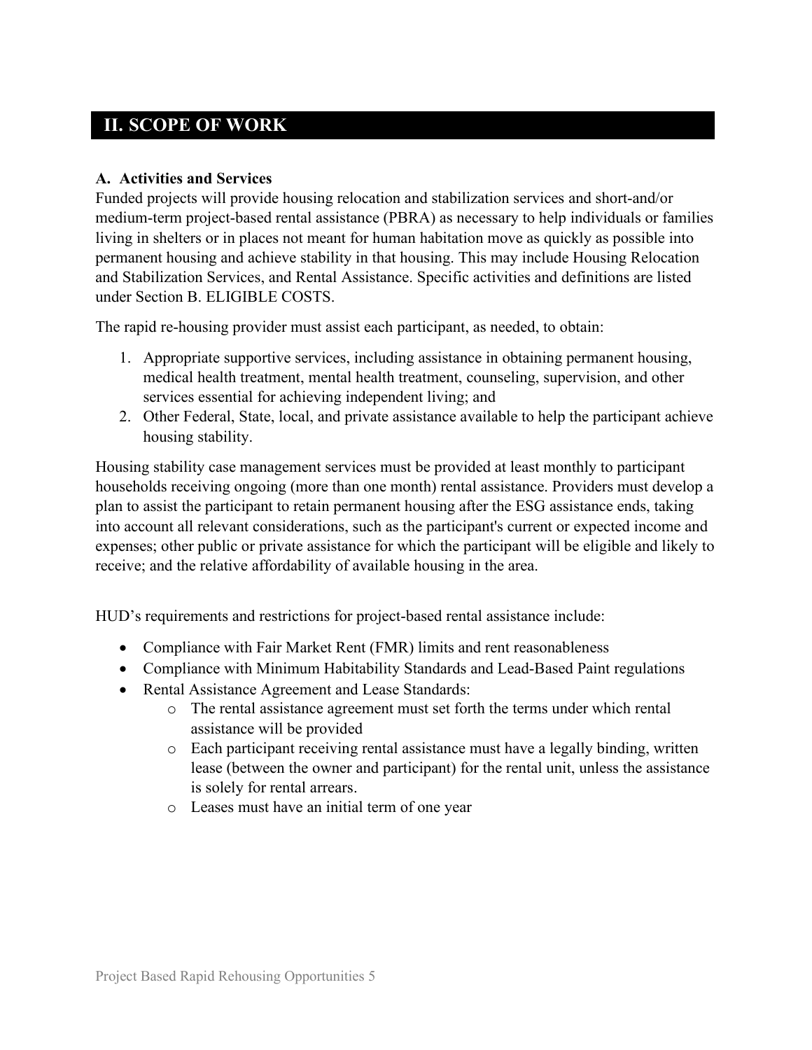## II. SCOPE OF WORK

### A. Activities and Services

Funded projects will provide housing relocation and stabilization services and short-and/or medium-term project-based rental assistance (PBRA) as necessary to help individuals or families living in shelters or in places not meant for human habitation move as quickly as possible into permanent housing and achieve stability in that housing. This may include Housing Relocation and Stabilization Services, and Rental Assistance. Specific activities and definitions are listed under Section B. ELIGIBLE COSTS.

The rapid re-housing provider must assist each participant, as needed, to obtain:

1. Appropriate supportive services, including assistance in obtaining permanent housing, medical health treatment, mental health treatment, counseling, supervision, and other services essential for achieving independent living; and
2. Other Federal, State, local, and private assistance available to help the participant achieve housing stability.

Housing stability case management services must be provided at least monthly to participant households receiving ongoing (more than one month) rental assistance. Providers must develop a plan to assist the participant to retain permanent housing after the ESG assistance ends, taking into account all relevant considerations, such as the participant's current or expected income and expenses; other public or private assistance for which the participant will be eligible and likely to receive; and the relative affordability of available housing in the area.

HUD's requirements and restrictions for project-based rental assistance include:

- Compliance with Fair Market Rent (FMR) limits and rent reasonableness
- Compliance with Minimum Habitability Standards and Lead-Based Paint regulations
- Rental Assistance Agreement and Lease Standards:
  - The rental assistance agreement must set forth the terms under which rental assistance will be provided
  - Each participant receiving rental assistance must have a legally binding, written lease (between the owner and participant) for the rental unit, unless the assistance is solely for rental arrears.
  - Leases must have an initial term of one year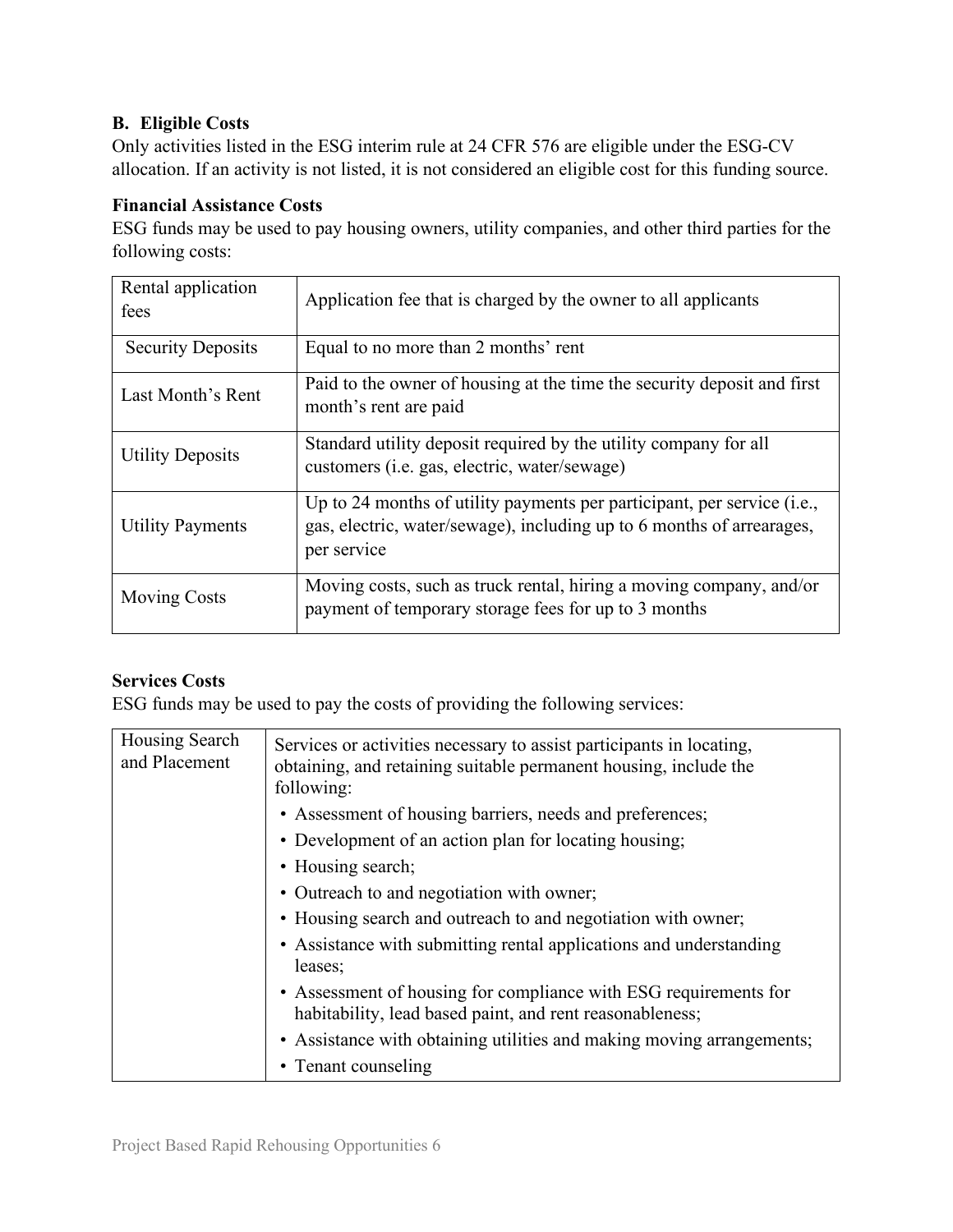## B. Eligible Costs

Only activities listed in the ESG interim rule at 24 CFR 576 are eligible under the ESG-CV allocation. If an activity is not listed, it is not considered an eligible cost for this funding source.

### Financial Assistance Costs

ESG funds may be used to pay housing owners, utility companies, and other third parties for the following costs:

| Cost | Description |
|---|---|
| Rental application fees | Application fee that is charged by the owner to all applicants |
| Security Deposits | Equal to no more than 2 months' rent |
| Last Month's Rent | Paid to the owner of housing at the time the security deposit and first month's rent are paid |
| Utility Deposits | Standard utility deposit required by the utility company for all customers (i.e. gas, electric, water/sewage) |
| Utility Payments | Up to 24 months of utility payments per participant, per service (i.e., gas, electric, water/sewage), including up to 6 months of arrearages, per service |
| Moving Costs | Moving costs, such as truck rental, hiring a moving company, and/or payment of temporary storage fees for up to 3 months |

### Services Costs

ESG funds may be used to pay the costs of providing the following services:

| Service | Description |
|---|---|
| Housing Search and Placement | Services or activities necessary to assist participants in locating, obtaining, and retaining suitable permanent housing, include the following:<br>• Assessment of housing barriers, needs and preferences;<br>• Development of an action plan for locating housing;<br>• Housing search;<br>• Outreach to and negotiation with owner;<br>• Housing search and outreach to and negotiation with owner;<br>• Assistance with submitting rental applications and understanding leases;<br>• Assessment of housing for compliance with ESG requirements for habitability, lead based paint, and rent reasonableness;<br>• Assistance with obtaining utilities and making moving arrangements;<br>• Tenant counseling |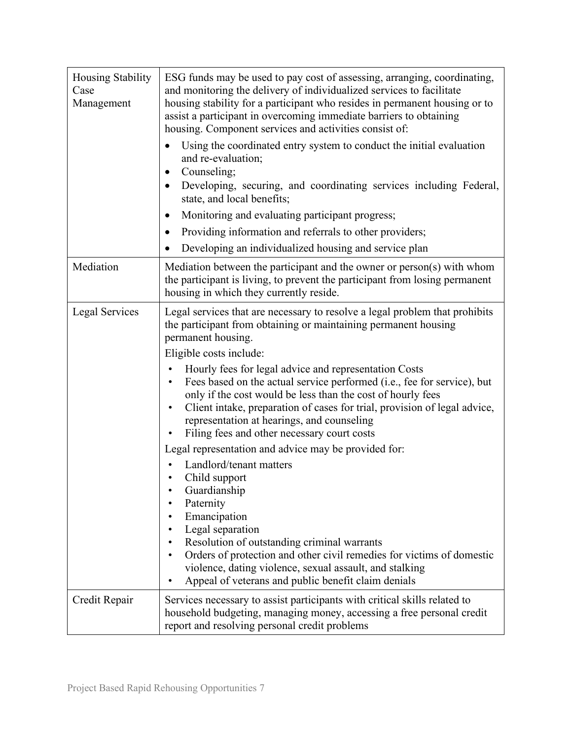| | |
|---|---|
| Housing Stability Case Management | ESG funds may be used to pay cost of assessing, arranging, coordinating, and monitoring the delivery of individualized services to facilitate housing stability for a participant who resides in permanent housing or to assist a participant in overcoming immediate barriers to obtaining housing. Component services and activities consist of:<br>• Using the coordinated entry system to conduct the initial evaluation and re-evaluation;<br>• Counseling;<br>• Developing, securing, and coordinating services including Federal, state, and local benefits;<br>• Monitoring and evaluating participant progress;<br>• Providing information and referrals to other providers;<br>• Developing an individualized housing and service plan |
| Mediation | Mediation between the participant and the owner or person(s) with whom the participant is living, to prevent the participant from losing permanent housing in which they currently reside. |
| Legal Services | Legal services that are necessary to resolve a legal problem that prohibits the participant from obtaining or maintaining permanent housing permanent housing.<br>Eligible costs include:<br>• Hourly fees for legal advice and representation Costs<br>• Fees based on the actual service performed (i.e., fee for service), but only if the cost would be less than the cost of hourly fees<br>• Client intake, preparation of cases for trial, provision of legal advice, representation at hearings, and counseling<br>• Filing fees and other necessary court costs<br>Legal representation and advice may be provided for:<br>• Landlord/tenant matters<br>• Child support<br>• Guardianship<br>• Paternity<br>• Emancipation<br>• Legal separation<br>• Resolution of outstanding criminal warrants<br>• Orders of protection and other civil remedies for victims of domestic violence, dating violence, sexual assault, and stalking<br>• Appeal of veterans and public benefit claim denials |
| Credit Repair | Services necessary to assist participants with critical skills related to household budgeting, managing money, accessing a free personal credit report and resolving personal credit problems |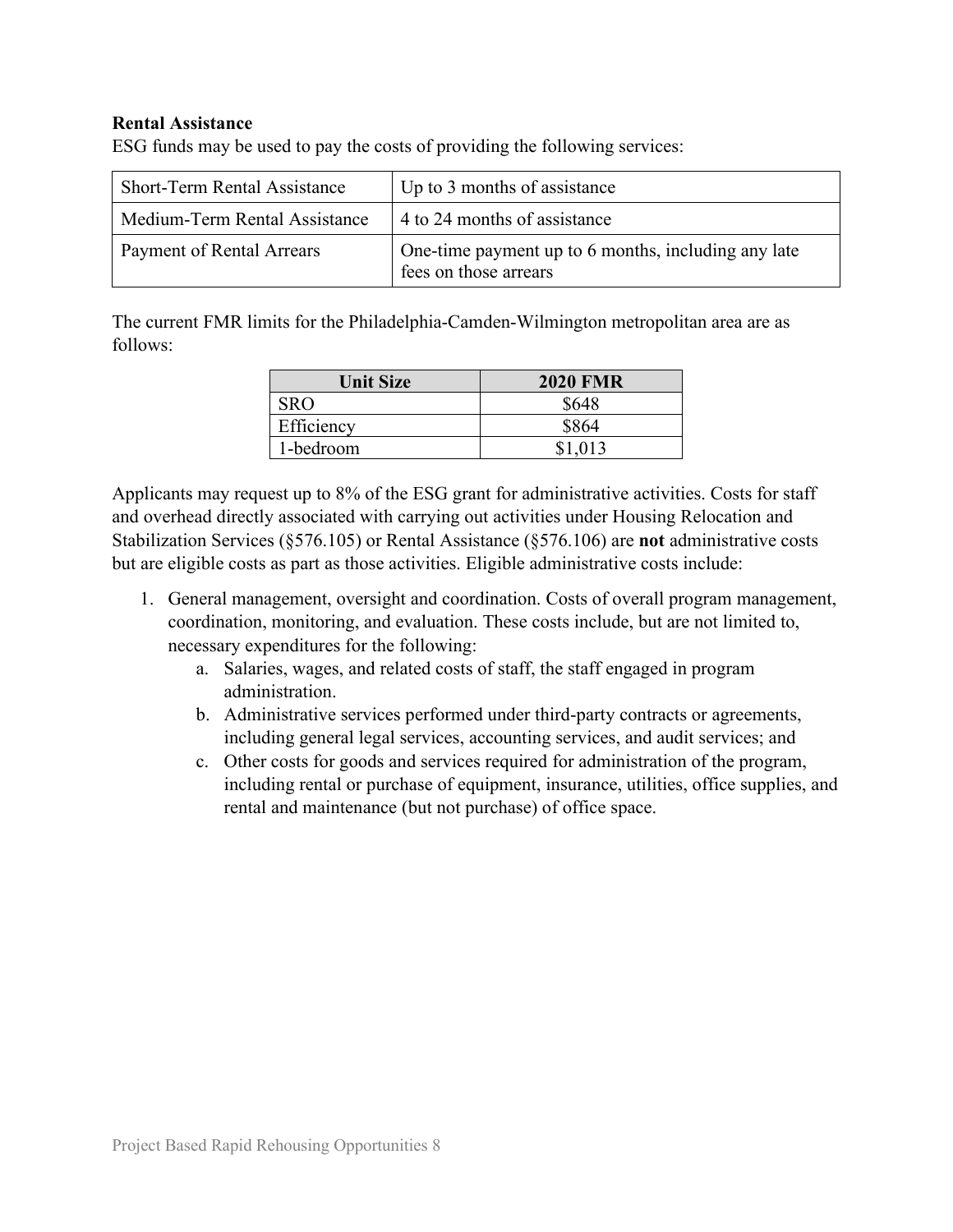**Rental Assistance**

ESG funds may be used to pay the costs of providing the following services:

| Short-Term Rental Assistance | Up to 3 months of assistance |
|---|---|
| Medium-Term Rental Assistance | 4 to 24 months of assistance |
| Payment of Rental Arrears | One-time payment up to 6 months, including any late fees on those arrears |

The current FMR limits for the Philadelphia-Camden-Wilmington metropolitan area are as follows:

| Unit Size | 2020 FMR |
|---|---|
| SRO | $648 |
| Efficiency | $864 |
| 1-bedroom | $1,013 |

Applicants may request up to 8% of the ESG grant for administrative activities. Costs for staff and overhead directly associated with carrying out activities under Housing Relocation and Stabilization Services (§576.105) or Rental Assistance (§576.106) are **not** administrative costs but are eligible costs as part as those activities. Eligible administrative costs include:

1. General management, oversight and coordination. Costs of overall program management, coordination, monitoring, and evaluation. These costs include, but are not limited to, necessary expenditures for the following:
   a. Salaries, wages, and related costs of staff, the staff engaged in program administration.
   b. Administrative services performed under third-party contracts or agreements, including general legal services, accounting services, and audit services; and
   c. Other costs for goods and services required for administration of the program, including rental or purchase of equipment, insurance, utilities, office supplies, and rental and maintenance (but not purchase) of office space.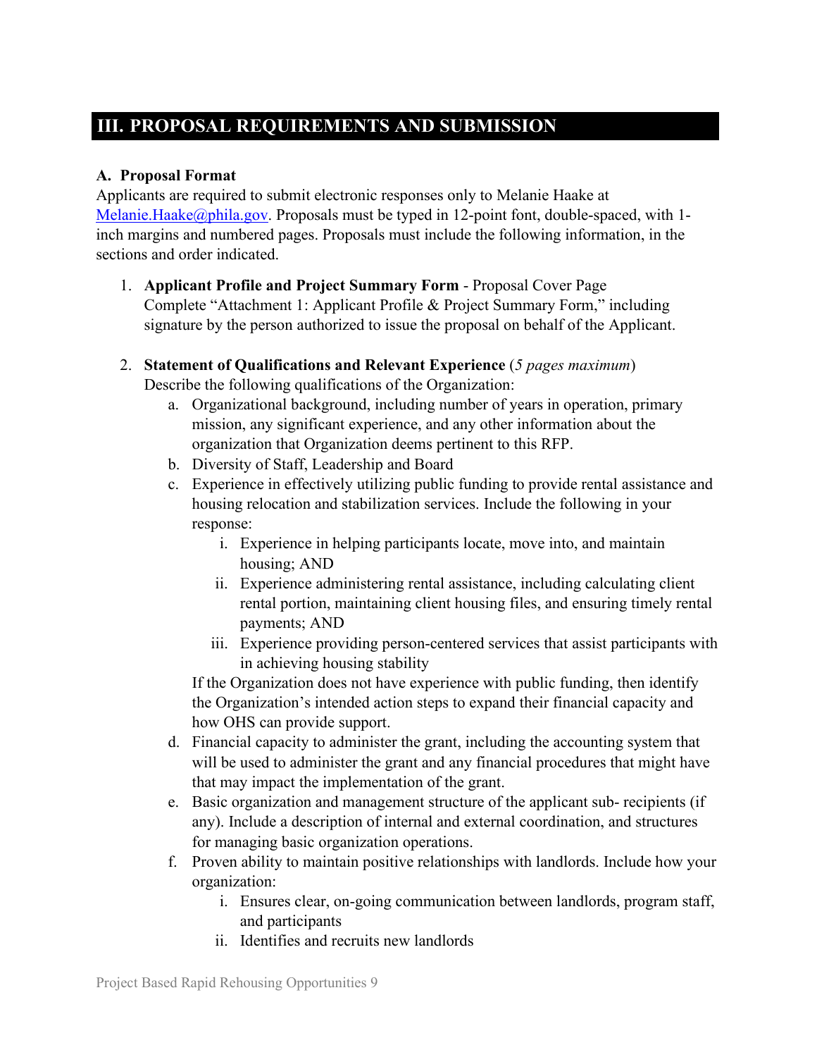## III. PROPOSAL REQUIREMENTS AND SUBMISSION

**A. Proposal Format**

Applicants are required to submit electronic responses only to Melanie Haake at Melanie.Haake@phila.gov. Proposals must be typed in 12-point font, double-spaced, with 1-inch margins and numbered pages. Proposals must include the following information, in the sections and order indicated.

1. **Applicant Profile and Project Summary Form** - Proposal Cover Page
   Complete "Attachment 1: Applicant Profile & Project Summary Form," including signature by the person authorized to issue the proposal on behalf of the Applicant.

2. **Statement of Qualifications and Relevant Experience** (*5 pages maximum*)
   Describe the following qualifications of the Organization:
   a. Organizational background, including number of years in operation, primary mission, any significant experience, and any other information about the organization that Organization deems pertinent to this RFP.
   b. Diversity of Staff, Leadership and Board
   c. Experience in effectively utilizing public funding to provide rental assistance and housing relocation and stabilization services. Include the following in your response:
      i. Experience in helping participants locate, move into, and maintain housing; AND
      ii. Experience administering rental assistance, including calculating client rental portion, maintaining client housing files, and ensuring timely rental payments; AND
      iii. Experience providing person-centered services that assist participants with in achieving housing stability

      If the Organization does not have experience with public funding, then identify the Organization's intended action steps to expand their financial capacity and how OHS can provide support.
   d. Financial capacity to administer the grant, including the accounting system that will be used to administer the grant and any financial procedures that might have that may impact the implementation of the grant.
   e. Basic organization and management structure of the applicant sub- recipients (if any). Include a description of internal and external coordination, and structures for managing basic organization operations.
   f. Proven ability to maintain positive relationships with landlords. Include how your organization:
      i. Ensures clear, on-going communication between landlords, program staff, and participants
      ii. Identifies and recruits new landlords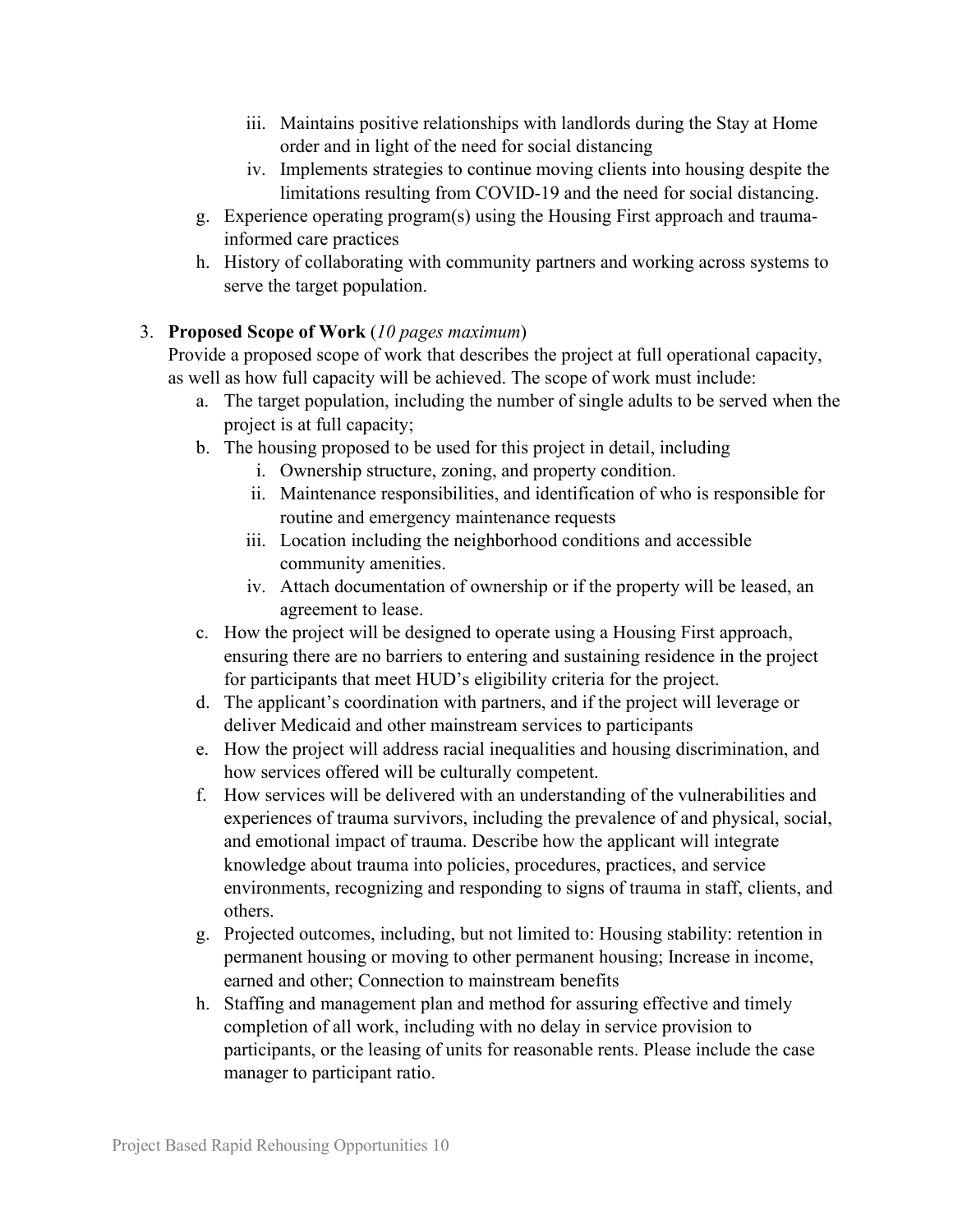iii. Maintains positive relationships with landlords during the Stay at Home order and in light of the need for social distancing
   iv. Implements strategies to continue moving clients into housing despite the limitations resulting from COVID-19 and the need for social distancing.

g. Experience operating program(s) using the Housing First approach and trauma-informed care practices

h. History of collaborating with community partners and working across systems to serve the target population.

3. **Proposed Scope of Work** (*10 pages maximum*)

   Provide a proposed scope of work that describes the project at full operational capacity, as well as how full capacity will be achieved. The scope of work must include:

   a. The target population, including the number of single adults to be served when the project is at full capacity;

   b. The housing proposed to be used for this project in detail, including
      i. Ownership structure, zoning, and property condition.
      ii. Maintenance responsibilities, and identification of who is responsible for routine and emergency maintenance requests
      iii. Location including the neighborhood conditions and accessible community amenities.
      iv. Attach documentation of ownership or if the property will be leased, an agreement to lease.

   c. How the project will be designed to operate using a Housing First approach, ensuring there are no barriers to entering and sustaining residence in the project for participants that meet HUD's eligibility criteria for the project.

   d. The applicant's coordination with partners, and if the project will leverage or deliver Medicaid and other mainstream services to participants

   e. How the project will address racial inequalities and housing discrimination, and how services offered will be culturally competent.

   f. How services will be delivered with an understanding of the vulnerabilities and experiences of trauma survivors, including the prevalence of and physical, social, and emotional impact of trauma. Describe how the applicant will integrate knowledge about trauma into policies, procedures, practices, and service environments, recognizing and responding to signs of trauma in staff, clients, and others.

   g. Projected outcomes, including, but not limited to: Housing stability: retention in permanent housing or moving to other permanent housing; Increase in income, earned and other; Connection to mainstream benefits

   h. Staffing and management plan and method for assuring effective and timely completion of all work, including with no delay in service provision to participants, or the leasing of units for reasonable rents. Please include the case manager to participant ratio.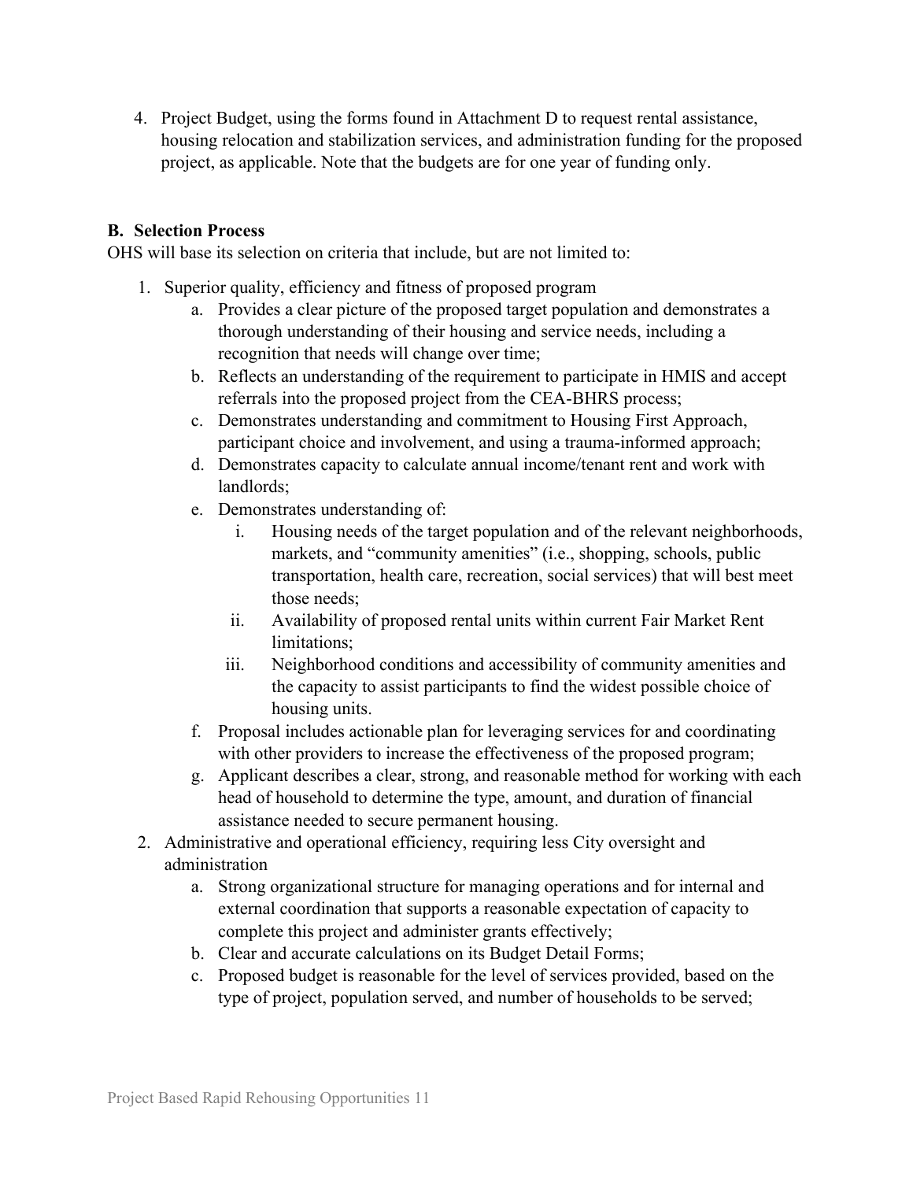4. Project Budget, using the forms found in Attachment D to request rental assistance, housing relocation and stabilization services, and administration funding for the proposed project, as applicable. Note that the budgets are for one year of funding only.

### B. Selection Process

OHS will base its selection on criteria that include, but are not limited to:

1. Superior quality, efficiency and fitness of proposed program
   a. Provides a clear picture of the proposed target population and demonstrates a thorough understanding of their housing and service needs, including a recognition that needs will change over time;
   b. Reflects an understanding of the requirement to participate in HMIS and accept referrals into the proposed project from the CEA-BHRS process;
   c. Demonstrates understanding and commitment to Housing First Approach, participant choice and involvement, and using a trauma-informed approach;
   d. Demonstrates capacity to calculate annual income/tenant rent and work with landlords;
   e. Demonstrates understanding of:
      i. Housing needs of the target population and of the relevant neighborhoods, markets, and "community amenities" (i.e., shopping, schools, public transportation, health care, recreation, social services) that will best meet those needs;
      ii. Availability of proposed rental units within current Fair Market Rent limitations;
      iii. Neighborhood conditions and accessibility of community amenities and the capacity to assist participants to find the widest possible choice of housing units.
   f. Proposal includes actionable plan for leveraging services for and coordinating with other providers to increase the effectiveness of the proposed program;
   g. Applicant describes a clear, strong, and reasonable method for working with each head of household to determine the type, amount, and duration of financial assistance needed to secure permanent housing.
2. Administrative and operational efficiency, requiring less City oversight and administration
   a. Strong organizational structure for managing operations and for internal and external coordination that supports a reasonable expectation of capacity to complete this project and administer grants effectively;
   b. Clear and accurate calculations on its Budget Detail Forms;
   c. Proposed budget is reasonable for the level of services provided, based on the type of project, population served, and number of households to be served;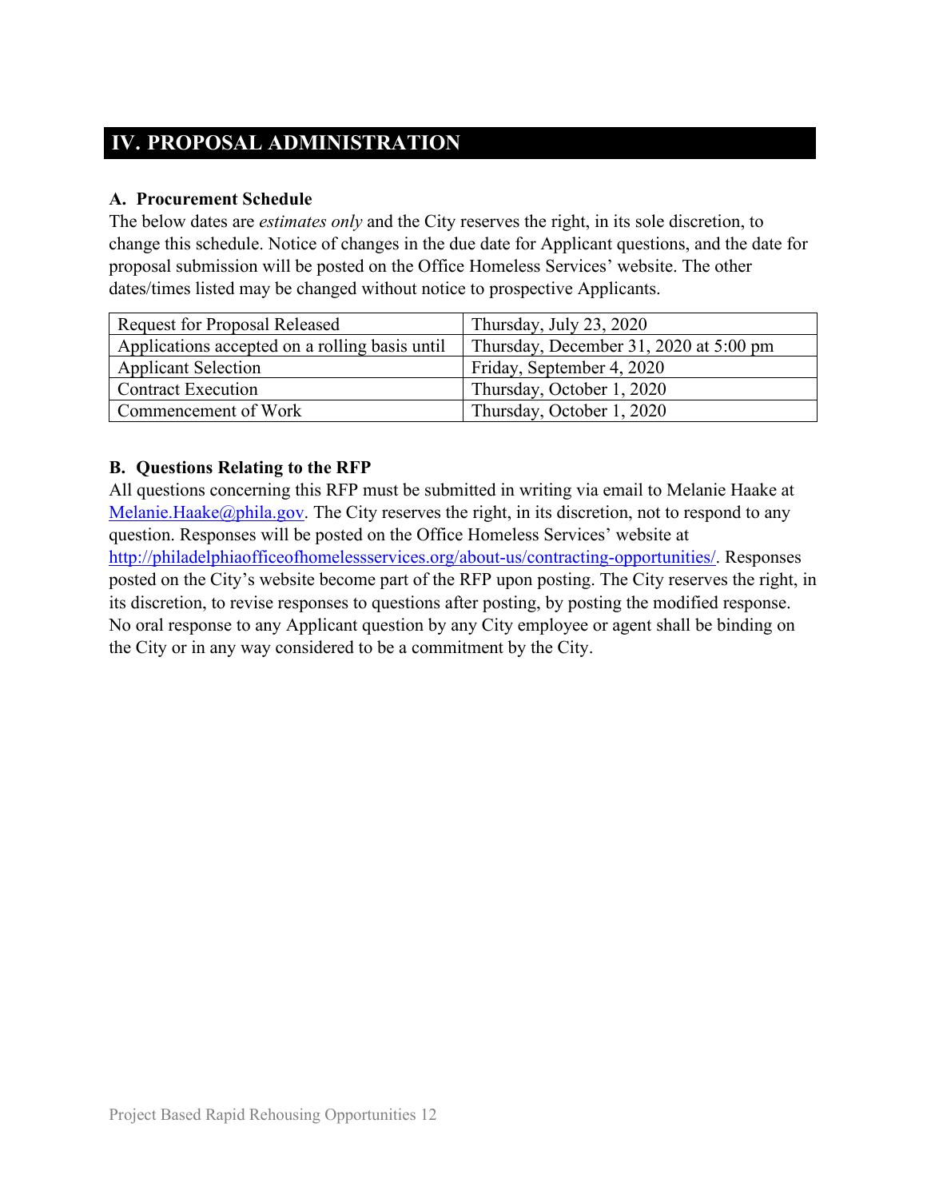## IV. PROPOSAL ADMINISTRATION

### A. Procurement Schedule

The below dates are *estimates only* and the City reserves the right, in its sole discretion, to change this schedule. Notice of changes in the due date for Applicant questions, and the date for proposal submission will be posted on the Office Homeless Services' website. The other dates/times listed may be changed without notice to prospective Applicants.

| | |
|---|---|
| Request for Proposal Released | Thursday, July 23, 2020 |
| Applications accepted on a rolling basis until | Thursday, December 31, 2020 at 5:00 pm |
| Applicant Selection | Friday, September 4, 2020 |
| Contract Execution | Thursday, October 1, 2020 |
| Commencement of Work | Thursday, October 1, 2020 |

### B. Questions Relating to the RFP

All questions concerning this RFP must be submitted in writing via email to Melanie Haake at Melanie.Haake@phila.gov. The City reserves the right, in its discretion, not to respond to any question. Responses will be posted on the Office Homeless Services' website at http://philadelphiaofficeofhomelessservices.org/about-us/contracting-opportunities/. Responses posted on the City's website become part of the RFP upon posting. The City reserves the right, in its discretion, to revise responses to questions after posting, by posting the modified response. No oral response to any Applicant question by any City employee or agent shall be binding on the City or in any way considered to be a commitment by the City.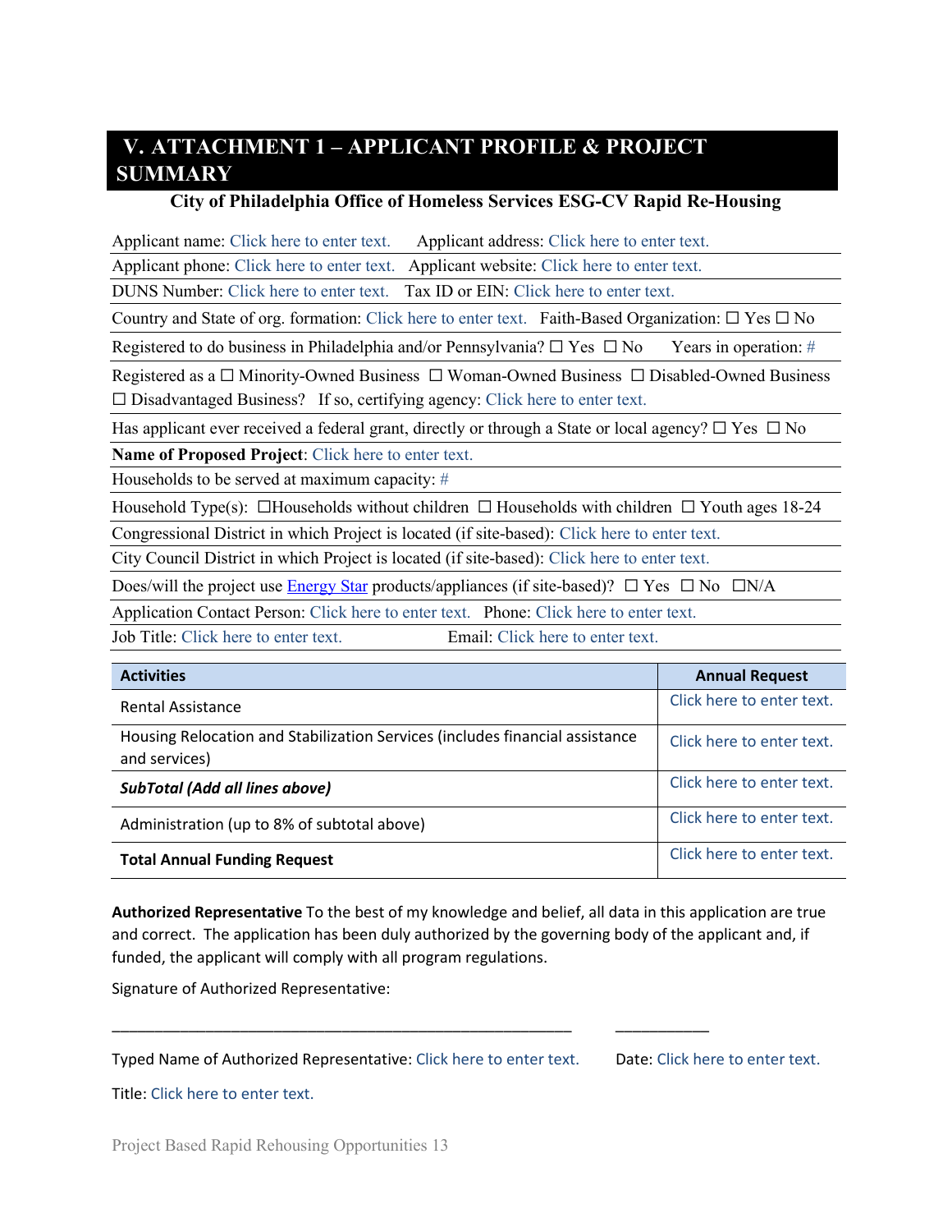# V. ATTACHMENT 1 – APPLICANT PROFILE & PROJECT SUMMARY

**City of Philadelphia Office of Homeless Services ESG-CV Rapid Re-Housing**

Applicant name: Click here to enter text. Applicant address: Click here to enter text.

Applicant phone: Click here to enter text. Applicant website: Click here to enter text.

DUNS Number: Click here to enter text. Tax ID or EIN: Click here to enter text.

Country and State of org. formation: Click here to enter text. Faith-Based Organization: ☐ Yes ☐ No

Registered to do business in Philadelphia and/or Pennsylvania? ☐ Yes ☐ No Years in operation: #

Registered as a ☐ Minority-Owned Business ☐ Woman-Owned Business ☐ Disabled-Owned Business ☐ Disadvantaged Business? If so, certifying agency: Click here to enter text.

Has applicant ever received a federal grant, directly or through a State or local agency? ☐ Yes ☐ No

**Name of Proposed Project**: Click here to enter text.

Households to be served at maximum capacity: #

Household Type(s): ☐Households without children ☐ Households with children ☐ Youth ages 18-24

Congressional District in which Project is located (if site-based): Click here to enter text.

City Council District in which Project is located (if site-based): Click here to enter text.

Does/will the project use Energy Star products/appliances (if site-based)? ☐ Yes ☐ No ☐N/A

Application Contact Person: Click here to enter text. Phone: Click here to enter text.

Job Title: Click here to enter text. Email: Click here to enter text.

| Activities | Annual Request |
|---|---|
| Rental Assistance | Click here to enter text. |
| Housing Relocation and Stabilization Services (includes financial assistance and services) | Click here to enter text. |
| ***SubTotal (Add all lines above)*** | Click here to enter text. |
| Administration (up to 8% of subtotal above) | Click here to enter text. |
| **Total Annual Funding Request** | Click here to enter text. |

**Authorized Representative** To the best of my knowledge and belief, all data in this application are true and correct. The application has been duly authorized by the governing body of the applicant and, if funded, the applicant will comply with all program regulations.

Signature of Authorized Representative:

_________________________________________________________ ___________

Typed Name of Authorized Representative: Click here to enter text. Date: Click here to enter text.

Title: Click here to enter text.